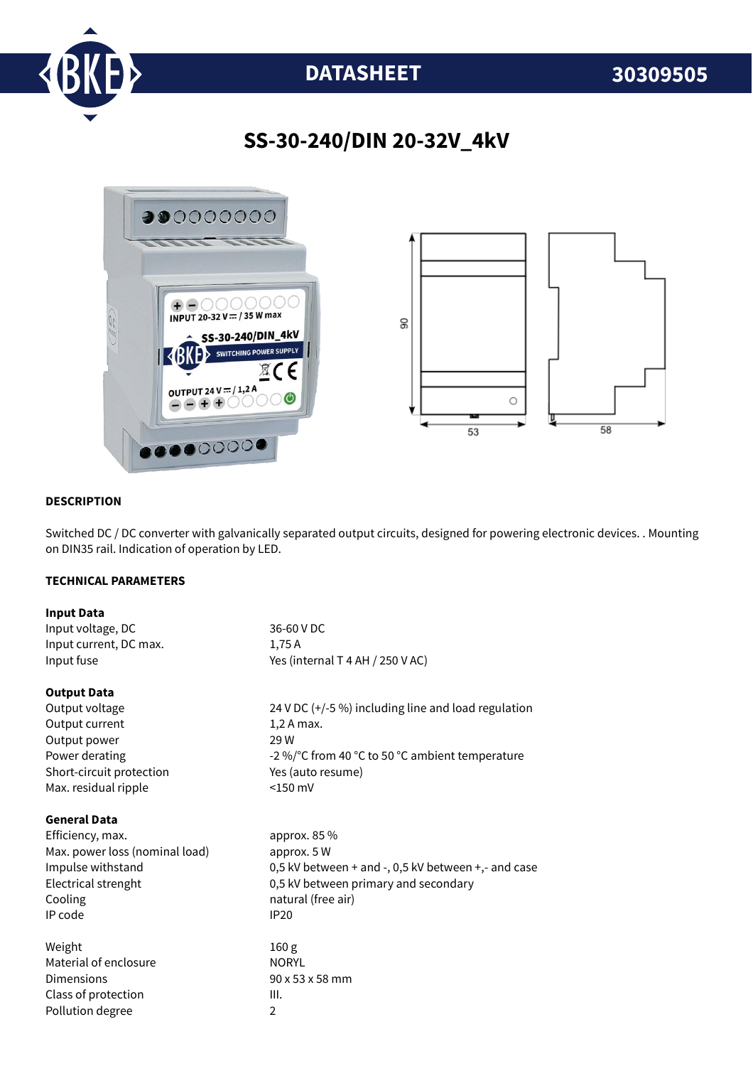DATASHEET 30309505

# SS-30-240/DIN 20-32V_4kV

## DESCRIPTION

Switched DC / DC converter with galvanically separated output circuits, designed for powering electronic devices. . Mounting on DIN35 rail. Indication of operation by LED.

## TECHNICAL PARAMETERS

### Input Data

| | |
|---|---|
| Input voltage, DC | 36-60 V DC |
| Input current, DC max. | 1,75 A |
| Input fuse | Yes (internal T 4 AH / 250 V AC) |

### Output Data

| | |
|---|---|
| Output voltage | 24 V DC (+/-5 %) including line and load regulation |
| Output current | 1,2 A max. |
| Output power | 29 W |
| Power derating | -2 %/°C from 40 °C to 50 °C ambient temperature |
| Short-circuit protection | Yes (auto resume) |
| Max. residual ripple | <150 mV |

### General Data

| | |
|---|---|
| Efficiency, max. | approx. 85 % |
| Max. power loss (nominal load) | approx. 5 W |
| Impulse withstand | 0,5 kV between + and -, 0,5 kV between +,- and case |
| Electrical strenght | 0,5 kV between primary and secondary |
| Cooling | natural (free air) |
| IP code | IP20 |
| | |
| Weight | 160 g |
| Material of enclosure | NORYL |
| Dimensions | 90 x 53 x 58 mm |
| Class of protection | III. |
| Pollution degree | 2 |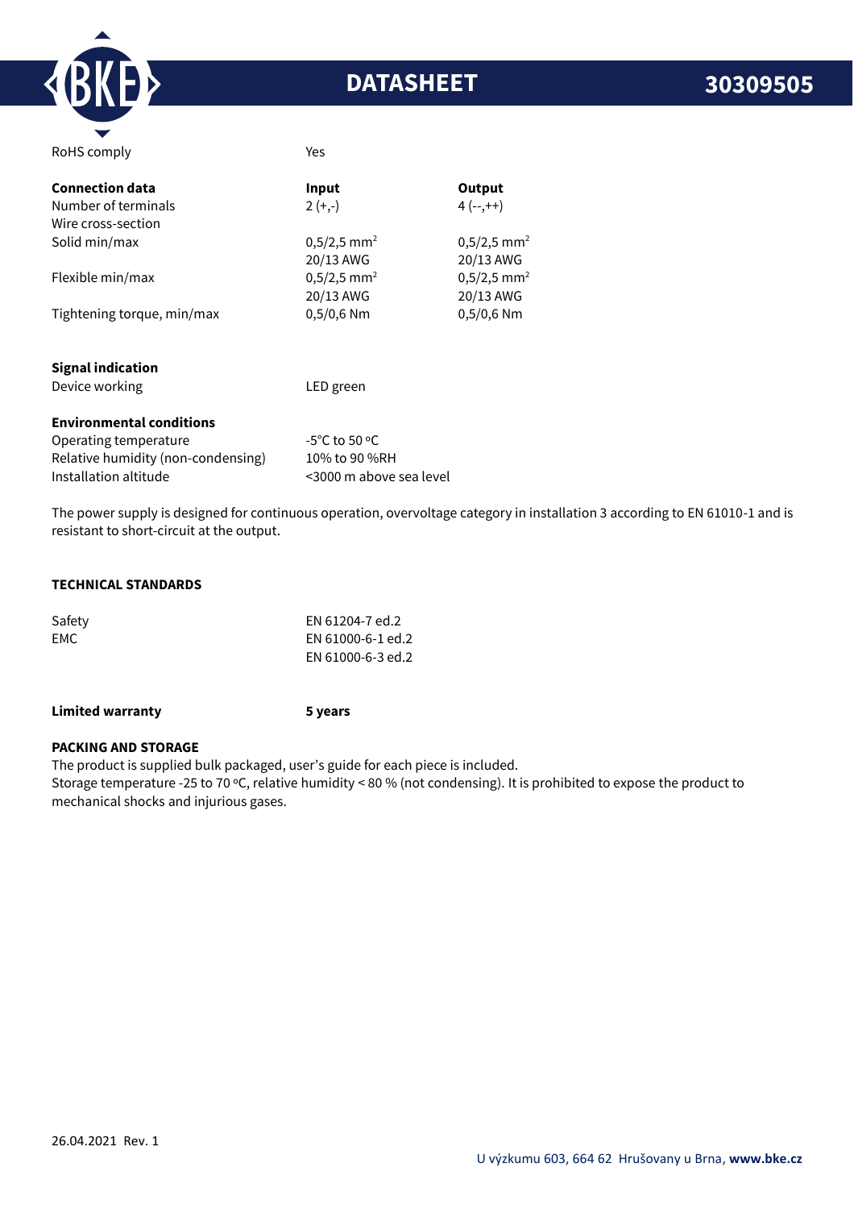| | | |
|---|---|---|
| RoHS comply | Yes | |
| **Connection data** | **Input** | **Output** |
| Number of terminals | 2 (+,-) | 4 (--,++) |
| Wire cross-section | | |
| Solid min/max | 0,5/2,5 mm$^2$<br>20/13 AWG | 0,5/2,5 mm$^2$<br>20/13 AWG |
| Flexible min/max | 0,5/2,5 mm$^2$<br>20/13 AWG | 0,5/2,5 mm$^2$<br>20/13 AWG |
| Tightening torque, min/max | 0,5/0,6 Nm | 0,5/0,6 Nm |

**Signal indication**

| | |
|---|---|
| Device working | LED green |

**Environmental conditions**

| | |
|---|---|
| Operating temperature | -5°C to 50 °C |
| Relative humidity (non-condensing) | 10% to 90 %RH |
| Installation altitude | <3000 m above sea level |

The power supply is designed for continuous operation, overvoltage category in installation 3 according to EN 61010-1 and is resistant to short-circuit at the output.

**TECHNICAL STANDARDS**

| | |
|---|---|
| Safety | EN 61204-7 ed.2 |
| EMC | EN 61000-6-1 ed.2<br>EN 61000-6-3 ed.2 |

**Limited warranty** **5 years**

**PACKING AND STORAGE**

The product is supplied bulk packaged, user's guide for each piece is included.
Storage temperature -25 to 70 °C, relative humidity < 80 % (not condensing). It is prohibited to expose the product to mechanical shocks and injurious gases.

26.04.2021 Rev. 1

U výzkumu 603, 664 62 Hrušovany u Brna, **www.bke.cz**